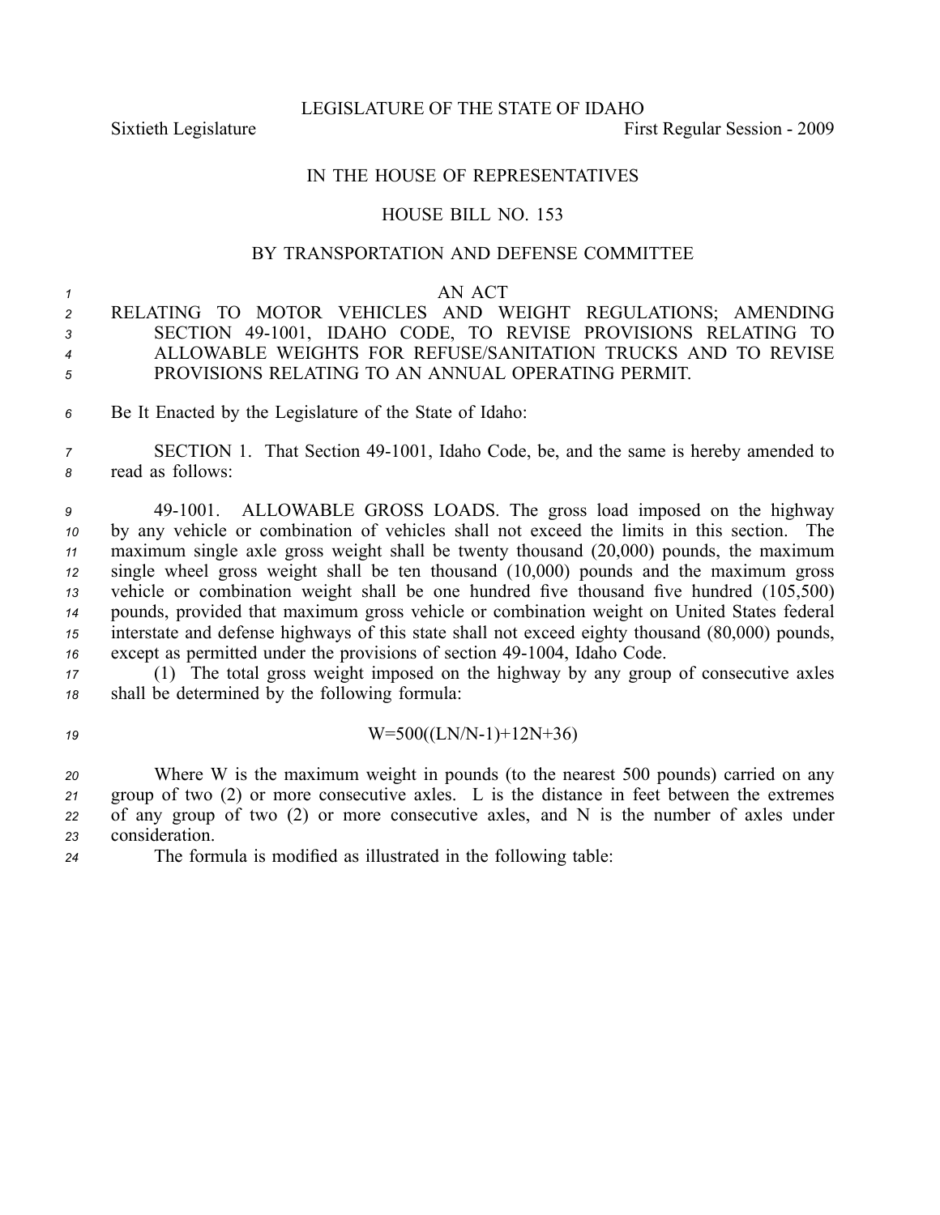LEGISLATURE OF THE STATE OF IDAHO

Sixtieth Legislature First Regular Session - 2009

IN THE HOUSE OF REPRESENTATIVES

HOUSE BILL NO. 153

BY TRANSPORTATION AND DEFENSE COMMITTEE

AN ACT

RELATING TO MOTOR VEHICLES AND WEIGHT REGULATIONS; AMENDING SECTION 49-1001, IDAHO CODE, TO REVISE PROVISIONS RELATING TO ALLOWABLE WEIGHTS FOR REFUSE/SANITATION TRUCKS AND TO REVISE PROVISIONS RELATING TO AN ANNUAL OPERATING PERMIT.

Be It Enacted by the Legislature of the State of Idaho:

SECTION 1. That Section 49-1001, Idaho Code, be, and the same is hereby amended to read as follows:

49-1001. ALLOWABLE GROSS LOADS. The gross load imposed on the highway by any vehicle or combination of vehicles shall not exceed the limits in this section. The maximum single axle gross weight shall be twenty thousand (20,000) pounds, the maximum single wheel gross weight shall be ten thousand (10,000) pounds and the maximum gross vehicle or combination weight shall be one hundred five thousand five hundred (105,500) pounds, provided that maximum gross vehicle or combination weight on United States federal interstate and defense highways of this state shall not exceed eighty thousand (80,000) pounds, except as permitted under the provisions of section 49-1004, Idaho Code.

(1) The total gross weight imposed on the highway by any group of consecutive axles shall be determined by the following formula:

$$W=500((LN/N-1)+12N+36)$$

Where W is the maximum weight in pounds (to the nearest 500 pounds) carried on any group of two (2) or more consecutive axles. L is the distance in feet between the extremes of any group of two (2) or more consecutive axles, and N is the number of axles under consideration.

The formula is modified as illustrated in the following table: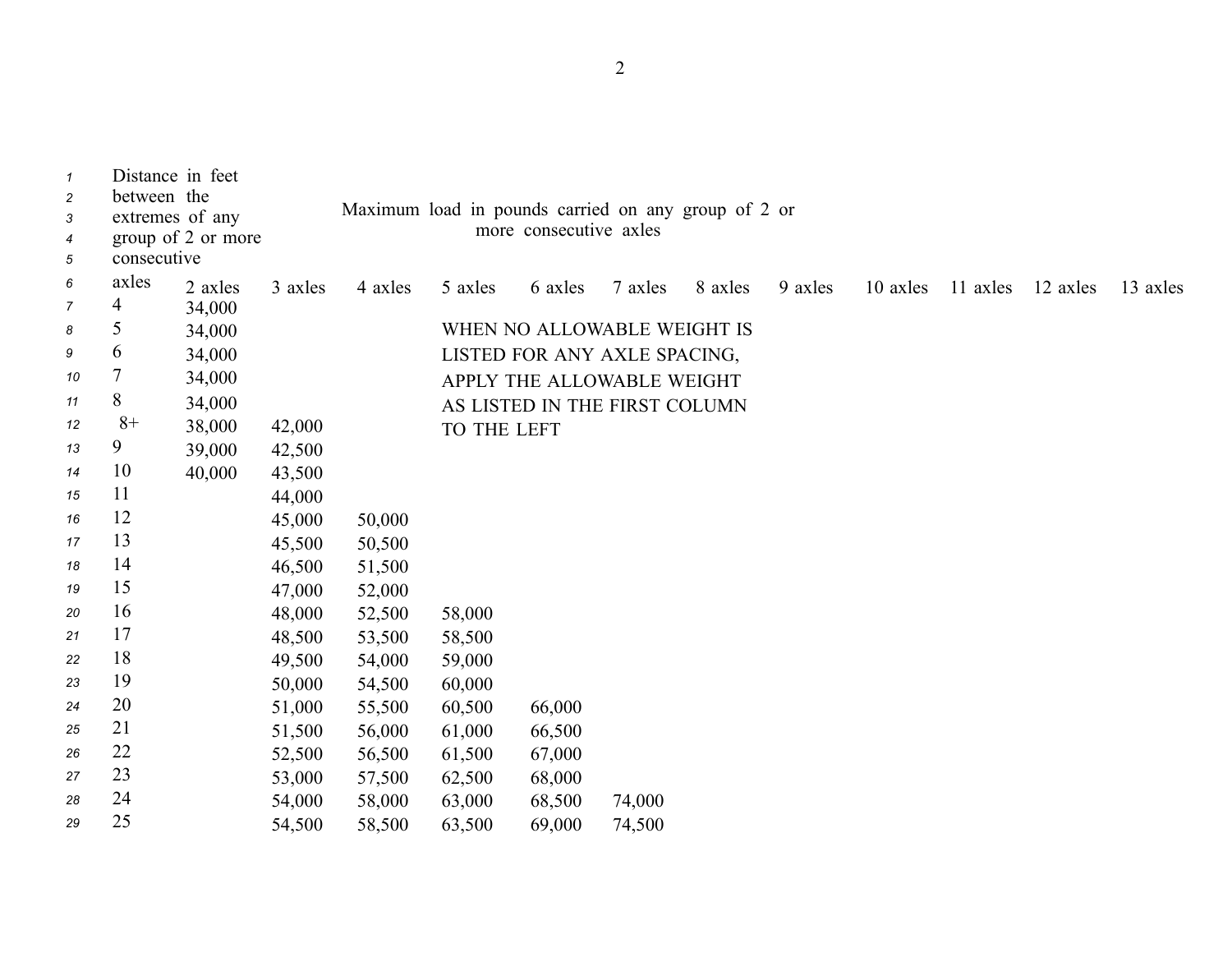| Distance in feet between the extremes of any group of 2 or more consecutive axles | Maximum load in pounds carried on any group of 2 or more consecutive axles | | | | | | | | | | | |
|---|---|---|---|---|---|---|---|---|---|---|---|---|
| | 2 axles | 3 axles | 4 axles | 5 axles | 6 axles | 7 axles | 8 axles | 9 axles | 10 axles | 11 axles | 12 axles | 13 axles |
| 4 | 34,000 | | | | | | | | | | | |
| 5 | 34,000 | | | | | | | | | | | |
| 6 | 34,000 | | | | | | | | | | | |
| 7 | 34,000 | | | | | | | | | | | |
| 8 | 34,000 | | | | | | | | | | | |
| 8+ | 38,000 | 42,000 | | | | | | | | | | |
| 9 | 39,000 | 42,500 | | | | | | | | | | |
| 10 | 40,000 | 43,500 | | | | | | | | | | |
| 11 | | 44,000 | | | | | | | | | | |
| 12 | | 45,000 | 50,000 | | | | | | | | | |
| 13 | | 45,500 | 50,500 | | | | | | | | | |
| 14 | | 46,500 | 51,500 | | | | | | | | | |
| 15 | | 47,000 | 52,000 | | | | | | | | | |
| 16 | | 48,000 | 52,500 | 58,000 | | | | | | | | |
| 17 | | 48,500 | 53,500 | 58,500 | | | | | | | | |
| 18 | | 49,500 | 54,000 | 59,000 | | | | | | | | |
| 19 | | 50,000 | 54,500 | 60,000 | | | | | | | | |
| 20 | | 51,000 | 55,500 | 60,500 | 66,000 | | | | | | | |
| 21 | | 51,500 | 56,000 | 61,000 | 66,500 | | | | | | | |
| 22 | | 52,500 | 56,500 | 61,500 | 67,000 | | | | | | | |
| 23 | | 53,000 | 57,500 | 62,500 | 68,000 | | | | | | | |
| 24 | | 54,000 | 58,000 | 63,000 | 68,500 | 74,000 | | | | | | |
| 25 | | 54,500 | 58,500 | 63,500 | 69,000 | 74,500 | | | | | | |

WHEN NO ALLOWABLE WEIGHT IS LISTED FOR ANY AXLE SPACING, APPLY THE ALLOWABLE WEIGHT AS LISTED IN THE FIRST COLUMN TO THE LEFT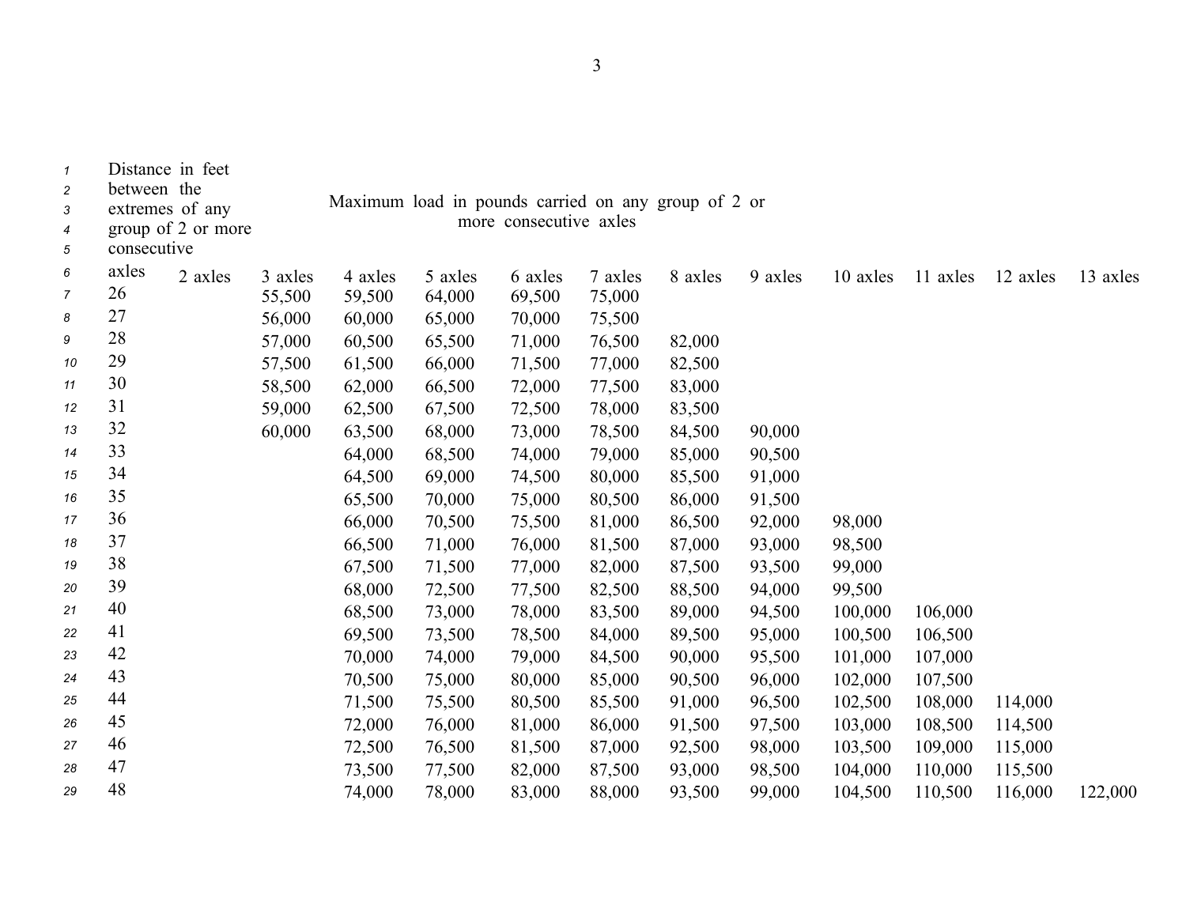| Distance in feet between the extremes of any group of 2 or more consecutive axles | Maximum load in pounds carried on any group of 2 or more consecutive axles | | | | | | | | | | | |
|---|---|---|---|---|---|---|---|---|---|---|---|---|
| | 2 axles | 3 axles | 4 axles | 5 axles | 6 axles | 7 axles | 8 axles | 9 axles | 10 axles | 11 axles | 12 axles | 13 axles |
| 26 | | 55,500 | 59,500 | 64,000 | 69,500 | 75,000 | | | | | | |
| 27 | | 56,000 | 60,000 | 65,000 | 70,000 | 75,500 | | | | | | |
| 28 | | 57,000 | 60,500 | 65,500 | 71,000 | 76,500 | 82,000 | | | | | |
| 29 | | 57,500 | 61,500 | 66,000 | 71,500 | 77,000 | 82,500 | | | | | |
| 30 | | 58,500 | 62,000 | 66,500 | 72,000 | 77,500 | 83,000 | | | | | |
| 31 | | 59,000 | 62,500 | 67,500 | 72,500 | 78,000 | 83,500 | | | | | |
| 32 | | 60,000 | 63,500 | 68,000 | 73,000 | 78,500 | 84,500 | 90,000 | | | | |
| 33 | | | 64,000 | 68,500 | 74,000 | 79,000 | 85,000 | 90,500 | | | | |
| 34 | | | 64,500 | 69,000 | 74,500 | 80,000 | 85,500 | 91,000 | | | | |
| 35 | | | 65,500 | 70,000 | 75,000 | 80,500 | 86,000 | 91,500 | | | | |
| 36 | | | 66,000 | 70,500 | 75,500 | 81,000 | 86,500 | 92,000 | 98,000 | | | |
| 37 | | | 66,500 | 71,000 | 76,000 | 81,500 | 87,000 | 93,000 | 98,500 | | | |
| 38 | | | 67,500 | 71,500 | 77,000 | 82,000 | 87,500 | 93,500 | 99,000 | | | |
| 39 | | | 68,000 | 72,500 | 77,500 | 82,500 | 88,500 | 94,000 | 99,500 | | | |
| 40 | | | 68,500 | 73,000 | 78,000 | 83,500 | 89,000 | 94,500 | 100,000 | 106,000 | | |
| 41 | | | 69,500 | 73,500 | 78,500 | 84,000 | 89,500 | 95,000 | 100,500 | 106,500 | | |
| 42 | | | 70,000 | 74,000 | 79,000 | 84,500 | 90,000 | 95,500 | 101,000 | 107,000 | | |
| 43 | | | 70,500 | 75,000 | 80,000 | 85,000 | 90,500 | 96,000 | 102,000 | 107,500 | | |
| 44 | | | 71,500 | 75,500 | 80,500 | 85,500 | 91,000 | 96,500 | 102,500 | 108,000 | 114,000 | |
| 45 | | | 72,000 | 76,000 | 81,000 | 86,000 | 91,500 | 97,500 | 103,000 | 108,500 | 114,500 | |
| 46 | | | 72,500 | 76,500 | 81,500 | 87,000 | 92,500 | 98,000 | 103,500 | 109,000 | 115,000 | |
| 47 | | | 73,500 | 77,500 | 82,000 | 87,500 | 93,000 | 98,500 | 104,000 | 110,000 | 115,500 | |
| 48 | | | 74,000 | 78,000 | 83,000 | 88,000 | 93,500 | 99,000 | 104,500 | 110,500 | 116,000 | 122,000 |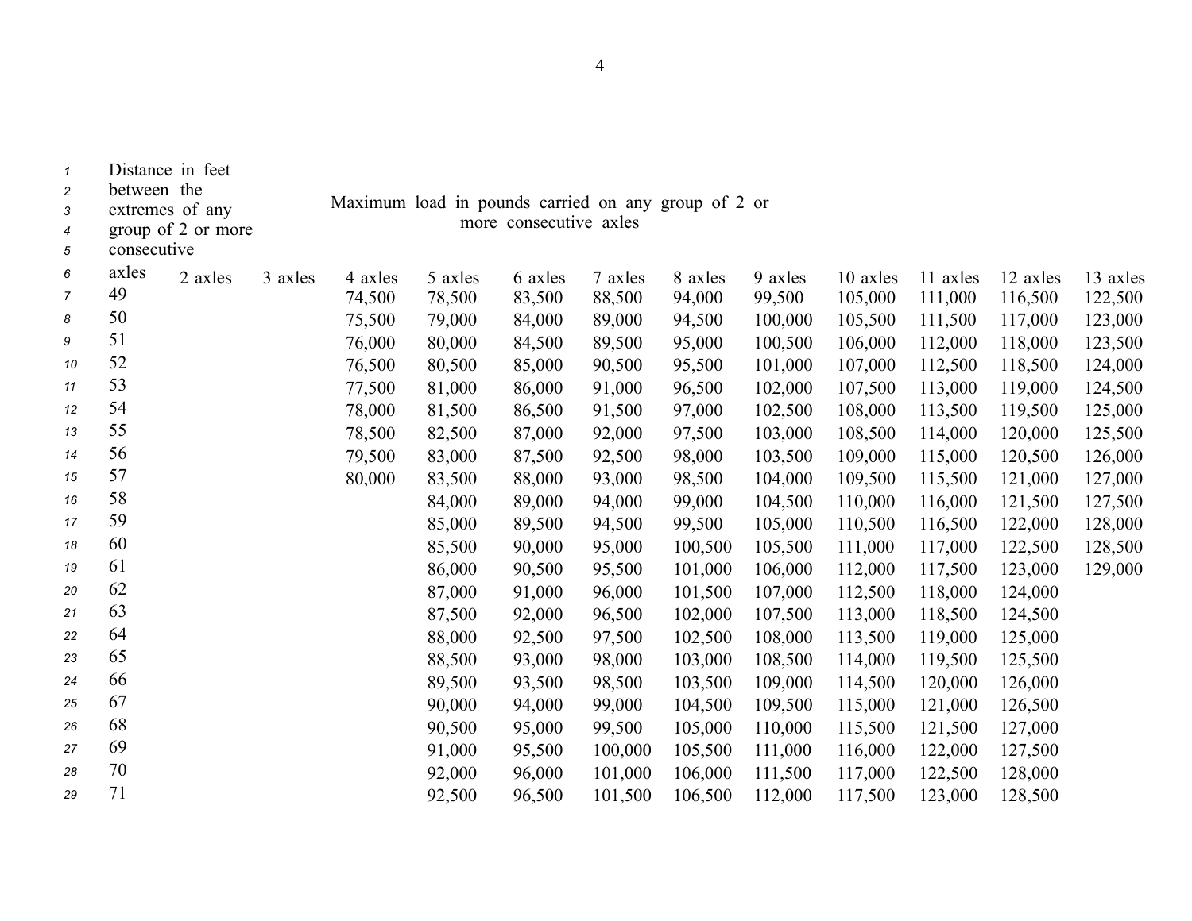| Distance in feet between the extremes of any group of 2 or more consecutive axles | Maximum load in pounds carried on any group of 2 or more consecutive axles | | | | | | | | | | | |
|---|---|---|---|---|---|---|---|---|---|---|---|---|
| axles | 2 axles | 3 axles | 4 axles | 5 axles | 6 axles | 7 axles | 8 axles | 9 axles | 10 axles | 11 axles | 12 axles | 13 axles |
| 49 | | | 74,500 | 78,500 | 83,500 | 88,500 | 94,000 | 99,500 | 105,000 | 111,000 | 116,500 | 122,500 |
| 50 | | | 75,500 | 79,000 | 84,000 | 89,000 | 94,500 | 100,000 | 105,500 | 111,500 | 117,000 | 123,000 |
| 51 | | | 76,000 | 80,000 | 84,500 | 89,500 | 95,000 | 100,500 | 106,000 | 112,000 | 118,000 | 123,500 |
| 52 | | | 76,500 | 80,500 | 85,000 | 90,500 | 95,500 | 101,000 | 107,000 | 112,500 | 118,500 | 124,000 |
| 53 | | | 77,500 | 81,000 | 86,000 | 91,000 | 96,500 | 102,000 | 107,500 | 113,000 | 119,000 | 124,500 |
| 54 | | | 78,000 | 81,500 | 86,500 | 91,500 | 97,000 | 102,500 | 108,000 | 113,500 | 119,500 | 125,000 |
| 55 | | | 78,500 | 82,500 | 87,000 | 92,000 | 97,500 | 103,000 | 108,500 | 114,000 | 120,000 | 125,500 |
| 56 | | | 79,500 | 83,000 | 87,500 | 92,500 | 98,000 | 103,500 | 109,000 | 115,000 | 120,500 | 126,000 |
| 57 | | | 80,000 | 83,500 | 88,000 | 93,000 | 98,500 | 104,000 | 109,500 | 115,500 | 121,000 | 127,000 |
| 58 | | | | 84,000 | 89,000 | 94,000 | 99,000 | 104,500 | 110,000 | 116,000 | 121,500 | 127,500 |
| 59 | | | | 85,000 | 89,500 | 94,500 | 99,500 | 105,000 | 110,500 | 116,500 | 122,000 | 128,000 |
| 60 | | | | 85,500 | 90,000 | 95,000 | 100,500 | 105,500 | 111,000 | 117,000 | 122,500 | 128,500 |
| 61 | | | | 86,000 | 90,500 | 95,500 | 101,000 | 106,000 | 112,000 | 117,500 | 123,000 | 129,000 |
| 62 | | | | 87,000 | 91,000 | 96,000 | 101,500 | 107,000 | 112,500 | 118,000 | 124,000 | |
| 63 | | | | 87,500 | 92,000 | 96,500 | 102,000 | 107,500 | 113,000 | 118,500 | 124,500 | |
| 64 | | | | 88,000 | 92,500 | 97,500 | 102,500 | 108,000 | 113,500 | 119,000 | 125,000 | |
| 65 | | | | 88,500 | 93,000 | 98,000 | 103,000 | 108,500 | 114,000 | 119,500 | 125,500 | |
| 66 | | | | 89,500 | 93,500 | 98,500 | 103,500 | 109,000 | 114,500 | 120,000 | 126,000 | |
| 67 | | | | 90,000 | 94,000 | 99,000 | 104,500 | 109,500 | 115,000 | 121,000 | 126,500 | |
| 68 | | | | 90,500 | 95,000 | 99,500 | 105,000 | 110,000 | 115,500 | 121,500 | 127,000 | |
| 69 | | | | 91,000 | 95,500 | 100,000 | 105,500 | 111,000 | 116,000 | 122,000 | 127,500 | |
| 70 | | | | 92,000 | 96,000 | 101,000 | 106,000 | 111,500 | 117,000 | 122,500 | 128,000 | |
| 71 | | | | 92,500 | 96,500 | 101,500 | 106,500 | 112,000 | 117,500 | 123,000 | 128,500 | |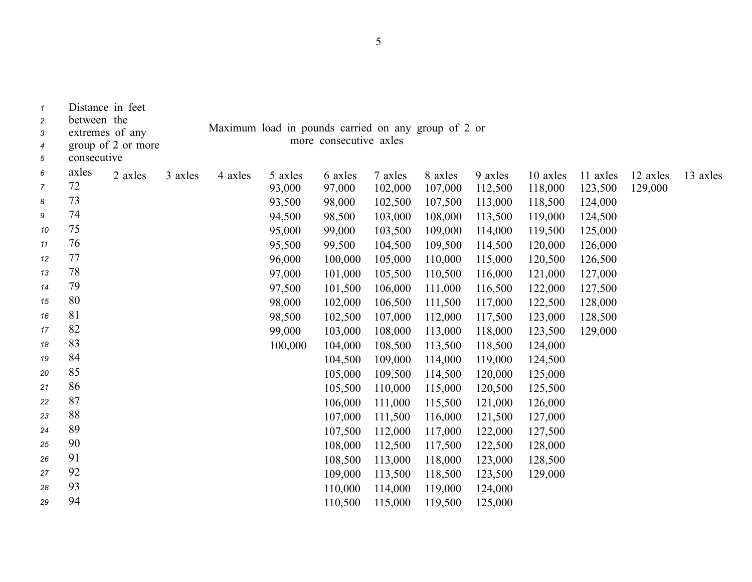| Distance in feet between the extremes of any group of 2 or more consecutive axles | Maximum load in pounds carried on any group of 2 or more consecutive axles | | | | | | | | | | | |
|---|---|---|---|---|---|---|---|---|---|---|---|---|
| | 2 axles | 3 axles | 4 axles | 5 axles | 6 axles | 7 axles | 8 axles | 9 axles | 10 axles | 11 axles | 12 axles | 13 axles |
| 72 | | | | 93,000 | 97,000 | 102,000 | 107,000 | 112,500 | 118,000 | 123,500 | 129,000 | |
| 73 | | | | 93,500 | 98,000 | 102,500 | 107,500 | 113,000 | 118,500 | 124,000 | | |
| 74 | | | | 94,500 | 98,500 | 103,000 | 108,000 | 113,500 | 119,000 | 124,500 | | |
| 75 | | | | 95,000 | 99,000 | 103,500 | 109,000 | 114,000 | 119,500 | 125,000 | | |
| 76 | | | | 95,500 | 99,500 | 104,500 | 109,500 | 114,500 | 120,000 | 126,000 | | |
| 77 | | | | 96,000 | 100,000 | 105,000 | 110,000 | 115,000 | 120,500 | 126,500 | | |
| 78 | | | | 97,000 | 101,000 | 105,500 | 110,500 | 116,000 | 121,000 | 127,000 | | |
| 79 | | | | 97,500 | 101,500 | 106,000 | 111,000 | 116,500 | 122,000 | 127,500 | | |
| 80 | | | | 98,000 | 102,000 | 106,500 | 111,500 | 117,000 | 122,500 | 128,000 | | |
| 81 | | | | 98,500 | 102,500 | 107,000 | 112,000 | 117,500 | 123,000 | 128,500 | | |
| 82 | | | | 99,000 | 103,000 | 108,000 | 113,000 | 118,000 | 123,500 | 129,000 | | |
| 83 | | | | 100,000 | 104,000 | 108,500 | 113,500 | 118,500 | 124,000 | | | |
| 84 | | | | | 104,500 | 109,000 | 114,000 | 119,000 | 124,500 | | | |
| 85 | | | | | 105,000 | 109,500 | 114,500 | 120,000 | 125,000 | | | |
| 86 | | | | | 105,500 | 110,000 | 115,000 | 120,500 | 125,500 | | | |
| 87 | | | | | 106,000 | 111,000 | 115,500 | 121,000 | 126,000 | | | |
| 88 | | | | | 107,000 | 111,500 | 116,000 | 121,500 | 127,000 | | | |
| 89 | | | | | 107,500 | 112,000 | 117,000 | 122,000 | 127,500 | | | |
| 90 | | | | | 108,000 | 112,500 | 117,500 | 122,500 | 128,000 | | | |
| 91 | | | | | 108,500 | 113,000 | 118,000 | 123,000 | 128,500 | | | |
| 92 | | | | | 109,000 | 113,500 | 118,500 | 123,500 | 129,000 | | | |
| 93 | | | | | 110,000 | 114,000 | 119,000 | 124,000 | | | | |
| 94 | | | | | 110,500 | 115,000 | 119,500 | 125,000 | | | | |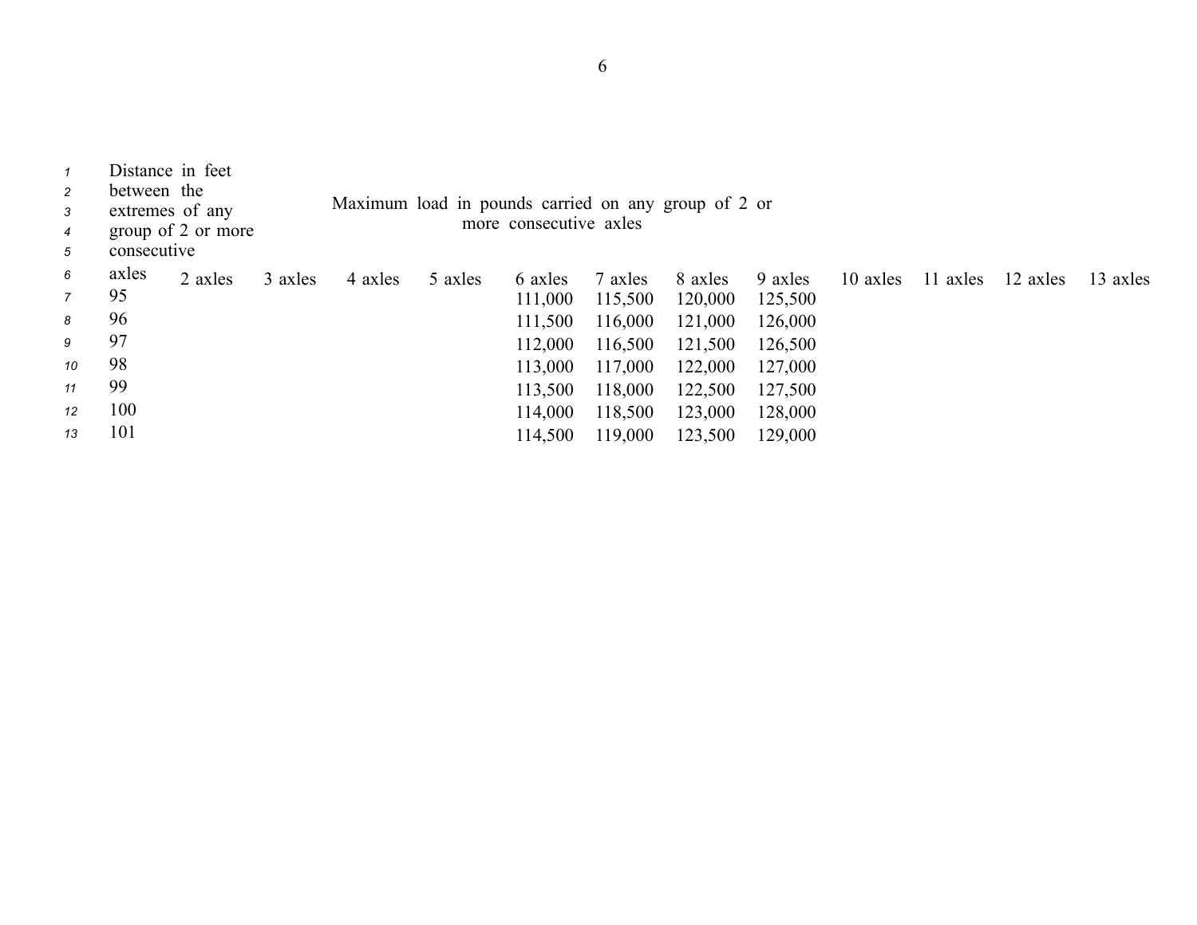| Distance in feet between the extremes of any group of 2 or more consecutive axles | Maximum load in pounds carried on any group of 2 or more consecutive axles | | | | | | | | | | | |
|---|---|---|---|---|---|---|---|---|---|---|---|---|
| | 2 axles | 3 axles | 4 axles | 5 axles | 6 axles | 7 axles | 8 axles | 9 axles | 10 axles | 11 axles | 12 axles | 13 axles |
| 95 | | | | | 111,000 | 115,500 | 120,000 | 125,500 | | | | |
| 96 | | | | | 111,500 | 116,000 | 121,000 | 126,000 | | | | |
| 97 | | | | | 112,000 | 116,500 | 121,500 | 126,500 | | | | |
| 98 | | | | | 113,000 | 117,000 | 122,000 | 127,000 | | | | |
| 99 | | | | | 113,500 | 118,000 | 122,500 | 127,500 | | | | |
| 100 | | | | | 114,000 | 118,500 | 123,000 | 128,000 | | | | |
| 101 | | | | | 114,500 | 119,000 | 123,500 | 129,000 | | | | |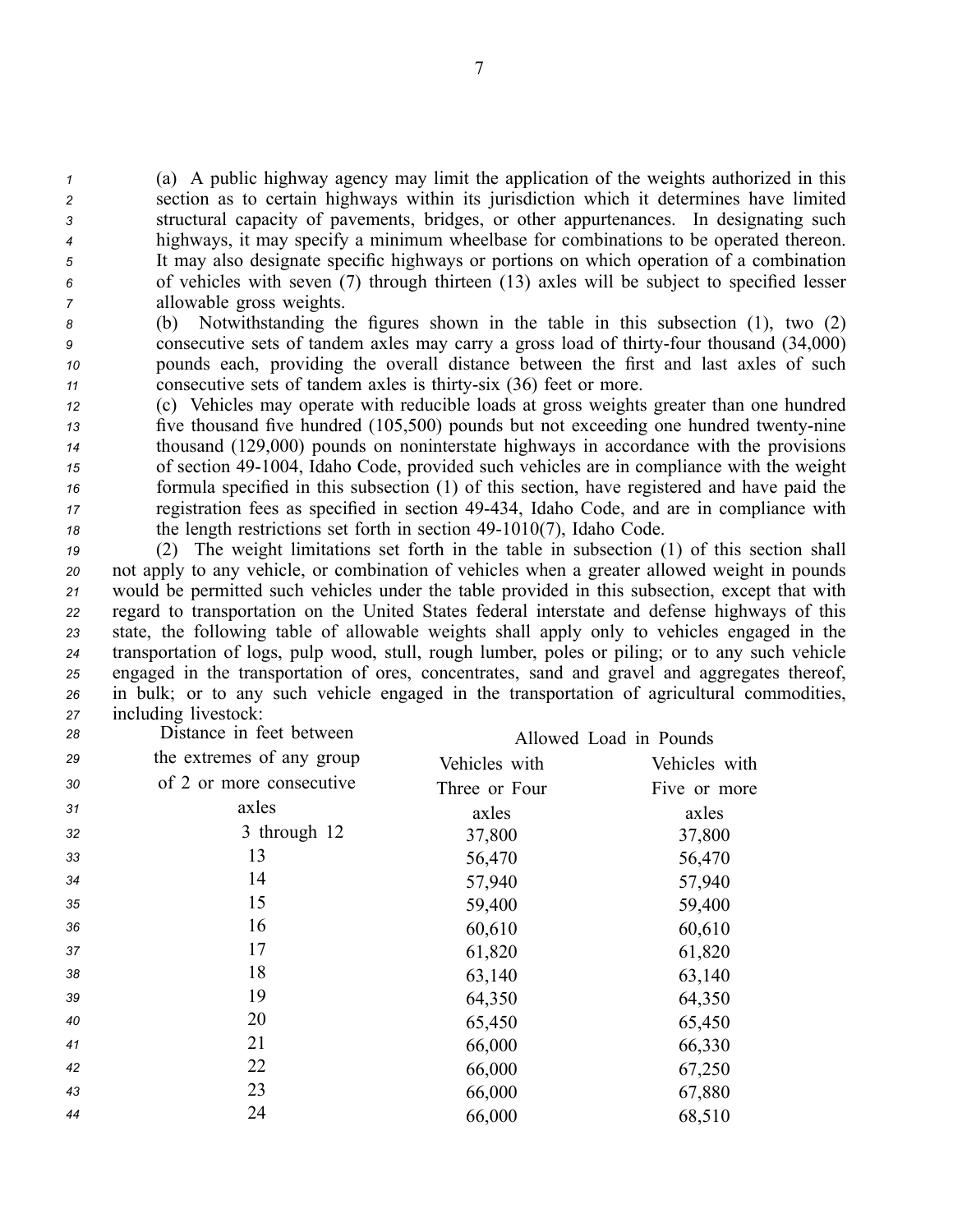(a) A public highway agency may limit the application of the weights authorized in this section as to certain highways within its jurisdiction which it determines have limited structural capacity of pavements, bridges, or other appurtenances. In designating such highways, it may specify a minimum wheelbase for combinations to be operated thereon. It may also designate specific highways or portions on which operation of a combination of vehicles with seven (7) through thirteen (13) axles will be subject to specified lesser allowable gross weights.

(b) Notwithstanding the figures shown in the table in this subsection (1), two (2) consecutive sets of tandem axles may carry a gross load of thirty-four thousand (34,000) pounds each, providing the overall distance between the first and last axles of such consecutive sets of tandem axles is thirty-six (36) feet or more.

(c) Vehicles may operate with reducible loads at gross weights greater than one hundred five thousand five hundred (105,500) pounds but not exceeding one hundred twenty-nine thousand (129,000) pounds on noninterstate highways in accordance with the provisions of section 49-1004, Idaho Code, provided such vehicles are in compliance with the weight formula specified in this subsection (1) of this section, have registered and have paid the registration fees as specified in section 49-434, Idaho Code, and are in compliance with the length restrictions set forth in section 49-1010(7), Idaho Code.

(2) The weight limitations set forth in the table in subsection (1) of this section shall not apply to any vehicle, or combination of vehicles when a greater allowed weight in pounds would be permitted such vehicles under the table provided in this subsection, except that with regard to transportation on the United States federal interstate and defense highways of this state, the following table of allowable weights shall apply only to vehicles engaged in the transportation of logs, pulp wood, stull, rough lumber, poles or piling; or to any such vehicle engaged in the transportation of ores, concentrates, sand and gravel and aggregates thereof, in bulk; or to any such vehicle engaged in the transportation of agricultural commodities, including livestock:

| Distance in feet between the extremes of any group of 2 or more consecutive axles | Allowed Load in Pounds | |
|---|---|---|
| | Vehicles with Three or Four axles | Vehicles with Five or more axles |
| 3 through 12 | 37,800 | 37,800 |
| 13 | 56,470 | 56,470 |
| 14 | 57,940 | 57,940 |
| 15 | 59,400 | 59,400 |
| 16 | 60,610 | 60,610 |
| 17 | 61,820 | 61,820 |
| 18 | 63,140 | 63,140 |
| 19 | 64,350 | 64,350 |
| 20 | 65,450 | 65,450 |
| 21 | 66,000 | 66,330 |
| 22 | 66,000 | 67,250 |
| 23 | 66,000 | 67,880 |
| 24 | 66,000 | 68,510 |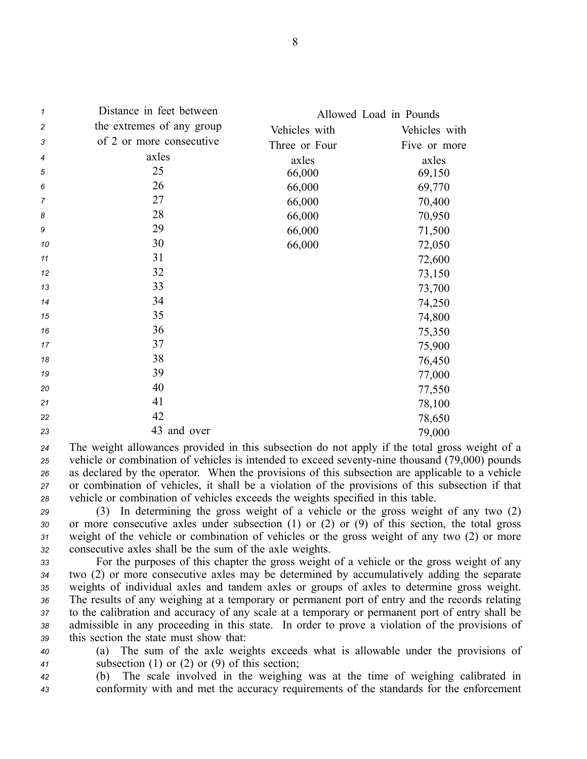| Distance in feet between the extremes of any group of 2 or more consecutive axles | Allowed Load in Pounds | |
|---|---|---|
| | Vehicles with Three or Four axles | Vehicles with Five or more axles |
| 25 | 66,000 | 69,150 |
| 26 | 66,000 | 69,770 |
| 27 | 66,000 | 70,400 |
| 28 | 66,000 | 70,950 |
| 29 | 66,000 | 71,500 |
| 30 | 66,000 | 72,050 |
| 31 | | 72,600 |
| 32 | | 73,150 |
| 33 | | 73,700 |
| 34 | | 74,250 |
| 35 | | 74,800 |
| 36 | | 75,350 |
| 37 | | 75,900 |
| 38 | | 76,450 |
| 39 | | 77,000 |
| 40 | | 77,550 |
| 41 | | 78,100 |
| 42 | | 78,650 |
| 43 and over | | 79,000 |

The weight allowances provided in this subsection do not apply if the total gross weight of a vehicle or combination of vehicles is intended to exceed seventy-nine thousand (79,000) pounds as declared by the operator. When the provisions of this subsection are applicable to a vehicle or combination of vehicles, it shall be a violation of the provisions of this subsection if that vehicle or combination of vehicles exceeds the weights specified in this table.

(3) In determining the gross weight of a vehicle or the gross weight of any two (2) or more consecutive axles under subsection (1) or (2) or (9) of this section, the total gross weight of the vehicle or combination of vehicles or the gross weight of any two (2) or more consecutive axles shall be the sum of the axle weights.

For the purposes of this chapter the gross weight of a vehicle or the gross weight of any two (2) or more consecutive axles may be determined by accumulatively adding the separate weights of individual axles and tandem axles or groups of axles to determine gross weight. The results of any weighing at a temporary or permanent port of entry and the records relating to the calibration and accuracy of any scale at a temporary or permanent port of entry shall be admissible in any proceeding in this state. In order to prove a violation of the provisions of this section the state must show that:

(a) The sum of the axle weights exceeds what is allowable under the provisions of subsection (1) or (2) or (9) of this section;

(b) The scale involved in the weighing was at the time of weighing calibrated in conformity with and met the accuracy requirements of the standards for the enforcement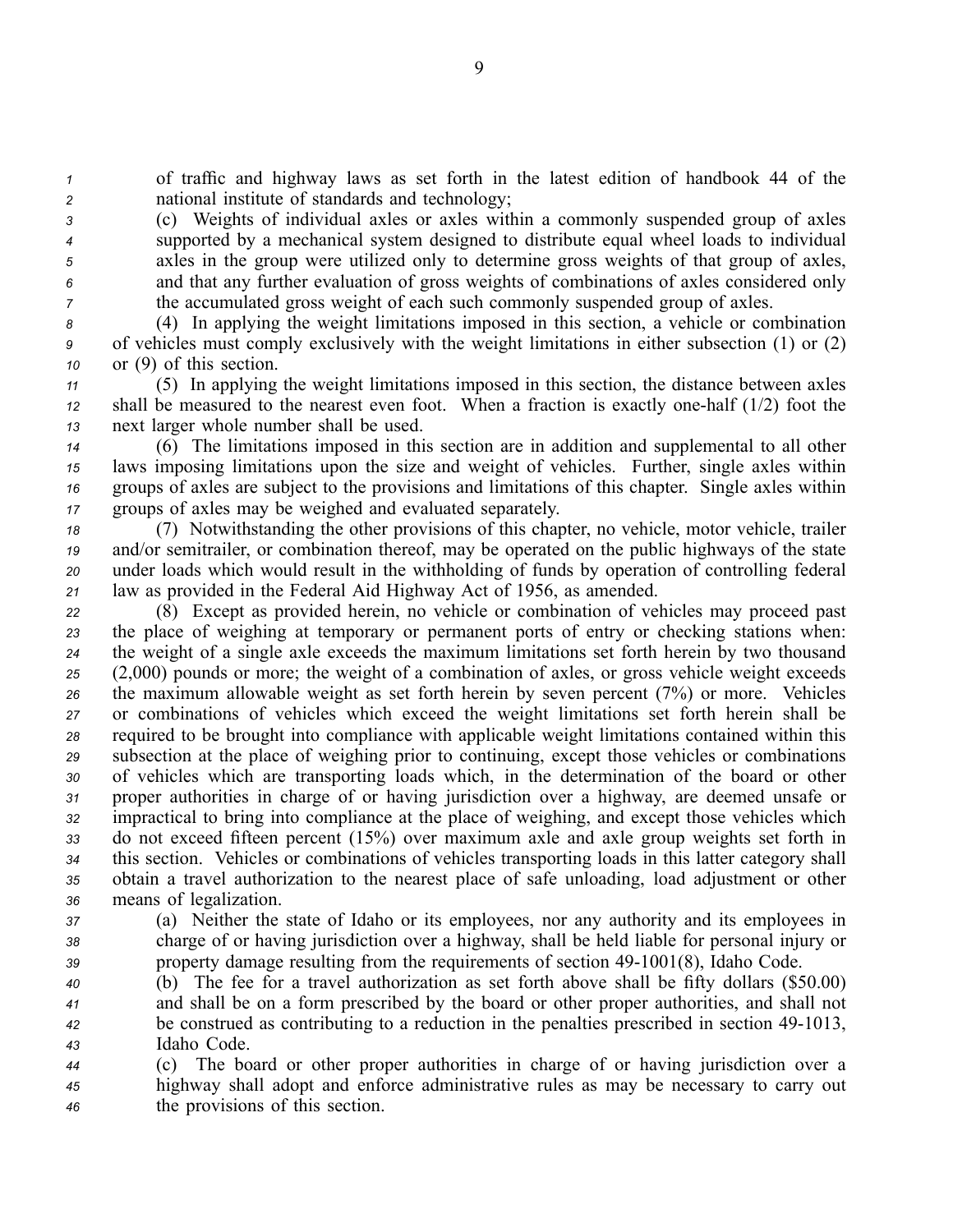of traffic and highway laws as set forth in the latest edition of handbook 44 of the national institute of standards and technology;

(c) Weights of individual axles or axles within a commonly suspended group of axles supported by a mechanical system designed to distribute equal wheel loads to individual axles in the group were utilized only to determine gross weights of that group of axles, and that any further evaluation of gross weights of combinations of axles considered only the accumulated gross weight of each such commonly suspended group of axles.

(4) In applying the weight limitations imposed in this section, a vehicle or combination of vehicles must comply exclusively with the weight limitations in either subsection (1) or (2) or (9) of this section.

(5) In applying the weight limitations imposed in this section, the distance between axles shall be measured to the nearest even foot. When a fraction is exactly one-half (1/2) foot the next larger whole number shall be used.

(6) The limitations imposed in this section are in addition and supplemental to all other laws imposing limitations upon the size and weight of vehicles. Further, single axles within groups of axles are subject to the provisions and limitations of this chapter. Single axles within groups of axles may be weighed and evaluated separately.

(7) Notwithstanding the other provisions of this chapter, no vehicle, motor vehicle, trailer and/or semitrailer, or combination thereof, may be operated on the public highways of the state under loads which would result in the withholding of funds by operation of controlling federal law as provided in the Federal Aid Highway Act of 1956, as amended.

(8) Except as provided herein, no vehicle or combination of vehicles may proceed past the place of weighing at temporary or permanent ports of entry or checking stations when: the weight of a single axle exceeds the maximum limitations set forth herein by two thousand (2,000) pounds or more; the weight of a combination of axles, or gross vehicle weight exceeds the maximum allowable weight as set forth herein by seven percent (7%) or more. Vehicles or combinations of vehicles which exceed the weight limitations set forth herein shall be required to be brought into compliance with applicable weight limitations contained within this subsection at the place of weighing prior to continuing, except those vehicles or combinations of vehicles which are transporting loads which, in the determination of the board or other proper authorities in charge of or having jurisdiction over a highway, are deemed unsafe or impractical to bring into compliance at the place of weighing, and except those vehicles which do not exceed fifteen percent (15%) over maximum axle and axle group weights set forth in this section. Vehicles or combinations of vehicles transporting loads in this latter category shall obtain a travel authorization to the nearest place of safe unloading, load adjustment or other means of legalization.

(a) Neither the state of Idaho or its employees, nor any authority and its employees in charge of or having jurisdiction over a highway, shall be held liable for personal injury or property damage resulting from the requirements of section 49-1001(8), Idaho Code.

(b) The fee for a travel authorization as set forth above shall be fifty dollars ($50.00) and shall be on a form prescribed by the board or other proper authorities, and shall not be construed as contributing to a reduction in the penalties prescribed in section 49-1013, Idaho Code.

(c) The board or other proper authorities in charge of or having jurisdiction over a highway shall adopt and enforce administrative rules as may be necessary to carry out the provisions of this section.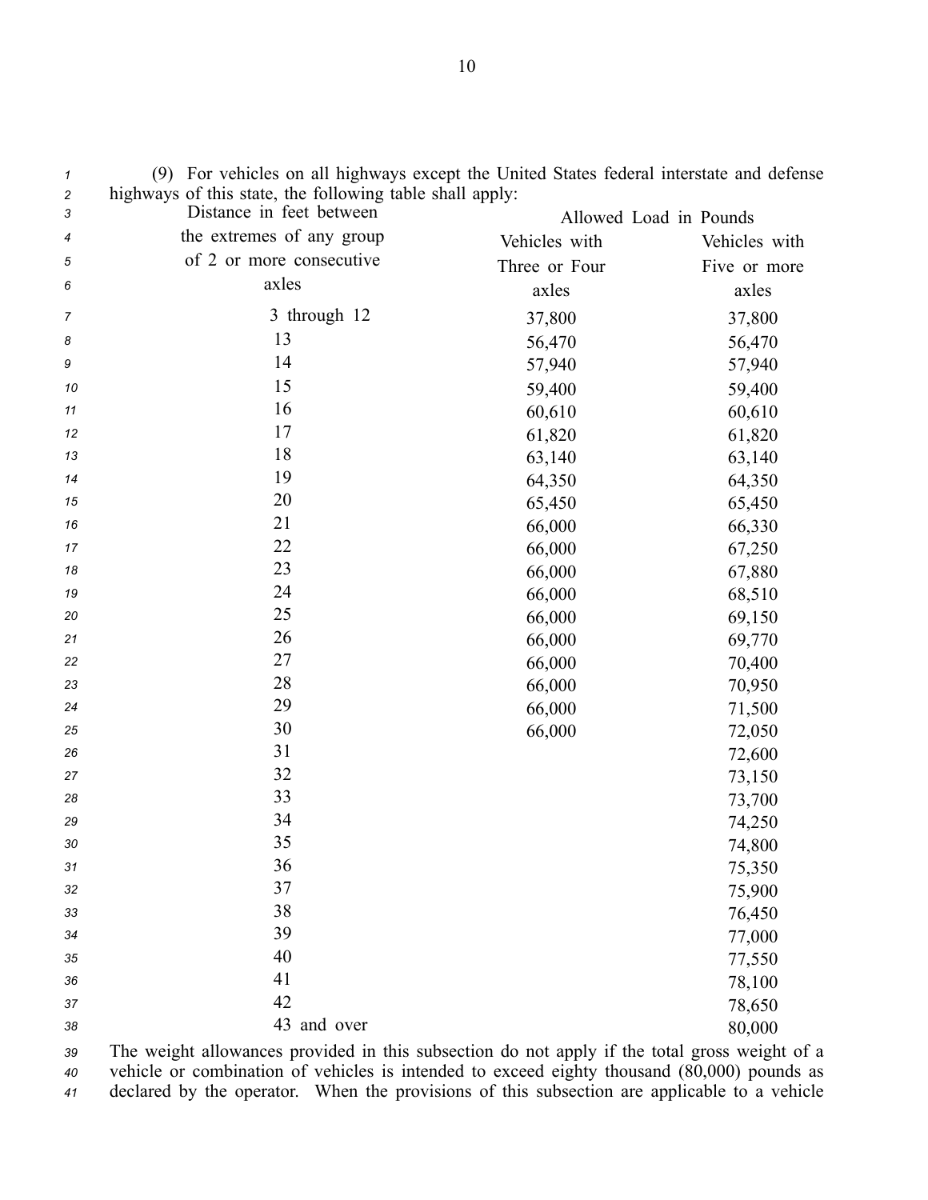(9) For vehicles on all highways except the United States federal interstate and defense highways of this state, the following table shall apply:

| Distance in feet between the extremes of any group of 2 or more consecutive axles | Allowed Load in Pounds | |
|---|---|---|
| | Vehicles with Three or Four axles | Vehicles with Five or more axles |
| 3 through 12 | 37,800 | 37,800 |
| 13 | 56,470 | 56,470 |
| 14 | 57,940 | 57,940 |
| 15 | 59,400 | 59,400 |
| 16 | 60,610 | 60,610 |
| 17 | 61,820 | 61,820 |
| 18 | 63,140 | 63,140 |
| 19 | 64,350 | 64,350 |
| 20 | 65,450 | 65,450 |
| 21 | 66,000 | 66,330 |
| 22 | 66,000 | 67,250 |
| 23 | 66,000 | 67,880 |
| 24 | 66,000 | 68,510 |
| 25 | 66,000 | 69,150 |
| 26 | 66,000 | 69,770 |
| 27 | 66,000 | 70,400 |
| 28 | 66,000 | 70,950 |
| 29 | 66,000 | 71,500 |
| 30 | 66,000 | 72,050 |
| 31 | | 72,600 |
| 32 | | 73,150 |
| 33 | | 73,700 |
| 34 | | 74,250 |
| 35 | | 74,800 |
| 36 | | 75,350 |
| 37 | | 75,900 |
| 38 | | 76,450 |
| 39 | | 77,000 |
| 40 | | 77,550 |
| 41 | | 78,100 |
| 42 | | 78,650 |
| 43 and over | | 80,000 |

The weight allowances provided in this subsection do not apply if the total gross weight of a vehicle or combination of vehicles is intended to exceed eighty thousand (80,000) pounds as declared by the operator. When the provisions of this subsection are applicable to a vehicle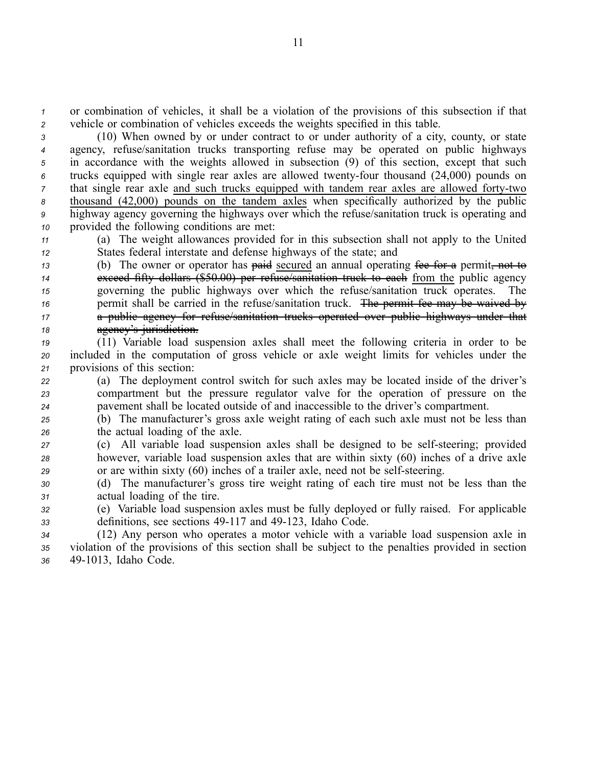or combination of vehicles, it shall be a violation of the provisions of this subsection if that vehicle or combination of vehicles exceeds the weights specified in this table.

(10) When owned by or under contract to or under authority of a city, county, or state agency, refuse/sanitation trucks transporting refuse may be operated on public highways in accordance with the weights allowed in subsection (9) of this section, except that such trucks equipped with single rear axles are allowed twenty-four thousand (24,000) pounds on that single rear axle <u>and such trucks equipped with tandem rear axles are allowed forty-two thousand (42,000) pounds on the tandem axles</u> when specifically authorized by the public highway agency governing the highways over which the refuse/sanitation truck is operating and provided the following conditions are met:

(a) The weight allowances provided for in this subsection shall not apply to the United States federal interstate and defense highways of the state; and

(b) The owner or operator has ~~paid~~ <u>secured</u> an annual operating ~~fee for a~~ permit~~, not to exceed fifty dollars ($50.00) per refuse/sanitation truck to each~~ <u>from the</u> public agency governing the public highways over which the refuse/sanitation truck operates. The permit shall be carried in the refuse/sanitation truck. ~~The permit fee may be waived by a public agency for refuse/sanitation trucks operated over public highways under that agency's jurisdiction.~~

(11) Variable load suspension axles shall meet the following criteria in order to be included in the computation of gross vehicle or axle weight limits for vehicles under the provisions of this section:

(a) The deployment control switch for such axles may be located inside of the driver's compartment but the pressure regulator valve for the operation of pressure on the pavement shall be located outside of and inaccessible to the driver's compartment.

(b) The manufacturer's gross axle weight rating of each such axle must not be less than the actual loading of the axle.

(c) All variable load suspension axles shall be designed to be self-steering; provided however, variable load suspension axles that are within sixty (60) inches of a drive axle or are within sixty (60) inches of a trailer axle, need not be self-steering.

(d) The manufacturer's gross tire weight rating of each tire must not be less than the actual loading of the tire.

(e) Variable load suspension axles must be fully deployed or fully raised. For applicable definitions, see sections 49-117 and 49-123, Idaho Code.

(12) Any person who operates a motor vehicle with a variable load suspension axle in violation of the provisions of this section shall be subject to the penalties provided in section 49-1013, Idaho Code.